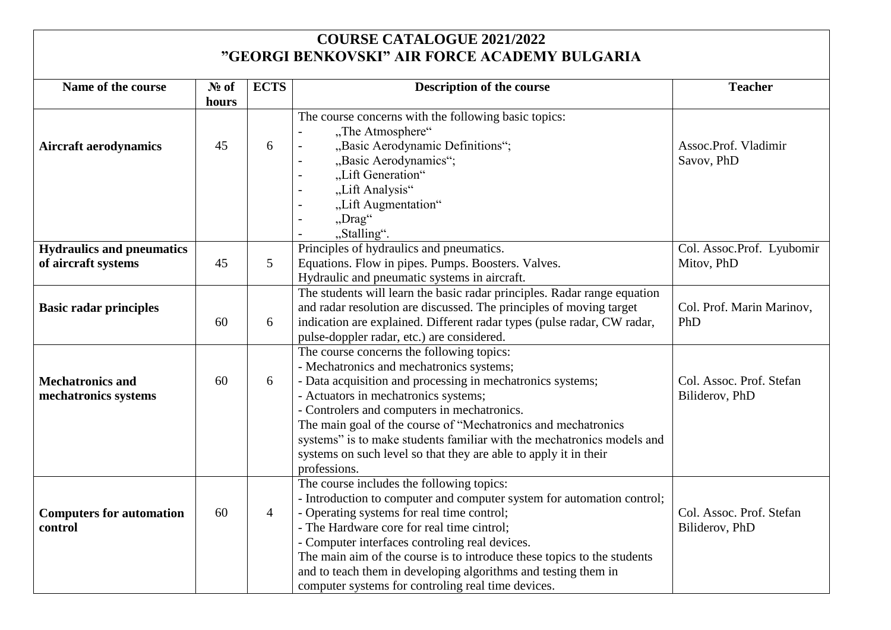# COURSE CATALOGUE 2021/2022
# ”GEORGI BENKOVSKI” AIR FORCE ACADEMY BULGARIA

| Name of the course | № of hours | ECTS | Description of the course | Teacher |
|---|---|---|---|---|
| **Aircraft aerodynamics** | 45 | 6 | The course concerns with the following basic topics:<br>- „The Atmosphere“<br>- „Basic Aerodynamic Definitions“;<br>- „Basic Aerodynamics“;<br>- „Lift Generation“<br>- „Lift Analysis“<br>- „Lift Augmentation“<br>- „Drag“<br>- „Stalling“. | Assoc.Prof. Vladimir Savov, PhD |
| **Hydraulics and pneumatics of aircraft systems** | 45 | 5 | Principles of hydraulics and pneumatics.<br>Equations. Flow in pipes. Pumps. Boosters. Valves.<br>Hydraulic and pneumatic systems in aircraft. | Col. Assoc.Prof. Lyubomir Mitov, PhD |
| **Basic radar principles** | 60 | 6 | The students will learn the basic radar principles. Radar range equation and radar resolution are discussed. The principles of moving target indication are explained. Different radar types (pulse radar, CW radar, pulse-doppler radar, etc.) are considered. | Col. Prof. Marin Marinov, PhD |
| **Mechatronics and mechatronics systems** | 60 | 6 | The course concerns the following topics:<br>- Mechatronics and mechatronics systems;<br>- Data acquisition and processing in mechatronics systems;<br>- Actuators in mechatronics systems;<br>- Controlers and computers in mechatronics.<br>The main goal of the course of "Mechatronics and mechatronics systems" is to make students familiar with the mechatronics models and systems on such level so that they are able to apply it in their professions. | Col. Assoc. Prof. Stefan Biliderov, PhD |
| **Computers for automation control** | 60 | 4 | The course includes the following topics:<br>- Introduction to computer and computer system for automation control;<br>- Operating systems for real time control;<br>- The Hardware core for real time cintrol;<br>- Computer interfaces controling real devices.<br>The main aim of the course is to introduce these topics to the students and to teach them in developing algorithms and testing them in computer systems for controling real time devices. | Col. Assoc. Prof. Stefan Biliderov, PhD |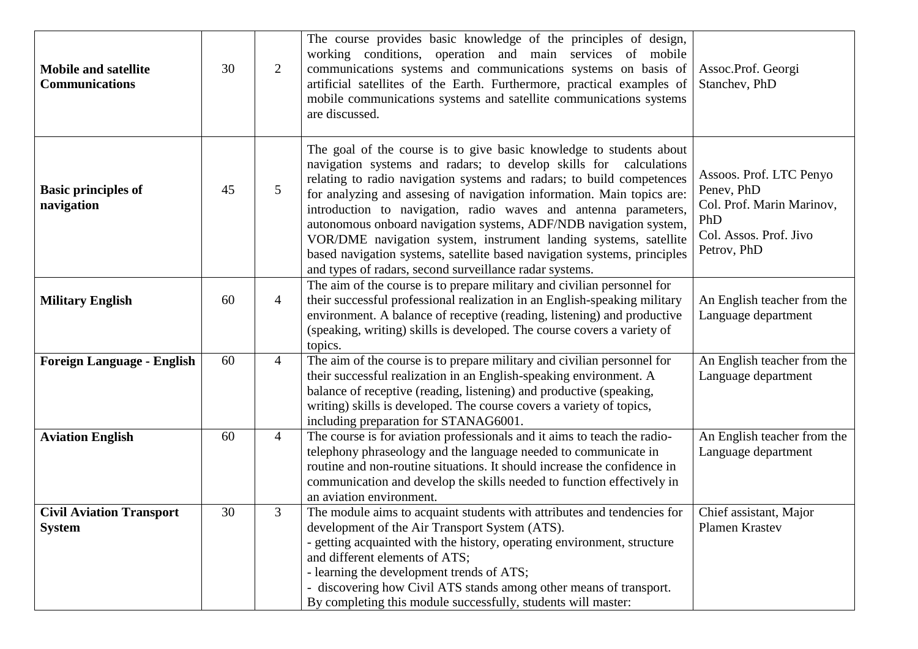| **Mobile and satellite Communications** | 30 | 2 | The course provides basic knowledge of the principles of design, working conditions, operation and main services of mobile communications systems and communications systems on basis of artificial satellites of the Earth. Furthermore, practical examples of mobile communications systems and satellite communications systems are discussed. | Assoc.Prof. Georgi Stanchev, PhD |
|---|---|---|---|---|
| **Basic principles of navigation** | 45 | 5 | The goal of the course is to give basic knowledge to students about navigation systems and radars; to develop skills for calculations relating to radio navigation systems and radars; to build competences for analyzing and assesing of navigation information. Main topics are: introduction to navigation, radio waves and antenna parameters, autonomous onboard navigation systems, ADF/NDB navigation system, VOR/DME navigation system, instrument landing systems, satellite based navigation systems, satellite based navigation systems, principles and types of radars, second surveillance radar systems. | Assoos. Prof. LTC Penyo Penev, PhD<br>Col. Prof. Marin Marinov, PhD<br>Col. Assos. Prof. Jivo Petrov, PhD |
| **Military English** | 60 | 4 | The aim of the course is to prepare military and civilian personnel for their successful professional realization in an English-speaking military environment. A balance of receptive (reading, listening) and productive (speaking, writing) skills is developed. The course covers a variety of topics. | An English teacher from the Language department |
| **Foreign Language - English** | 60 | 4 | The aim of the course is to prepare military and civilian personnel for their successful realization in an English-speaking environment. A balance of receptive (reading, listening) and productive (speaking, writing) skills is developed. The course covers a variety of topics, including preparation for STANAG6001. | An English teacher from the Language department |
| **Aviation English** | 60 | 4 | The course is for aviation professionals and it aims to teach the radio-telephony phraseology and the language needed to communicate in routine and non-routine situations. It should increase the confidence in communication and develop the skills needed to function effectively in an aviation environment. | An English teacher from the Language department |
| **Civil Aviation Transport System** | 30 | 3 | The module aims to acquaint students with attributes and tendencies for development of the Air Transport System (ATS).<br>- getting acquainted with the history, operating environment, structure and different elements of ATS;<br>- learning the development trends of ATS;<br>- discovering how Civil ATS stands among other means of transport.<br>By completing this module successfully, students will master: | Chief assistant, Major Plamen Krastev |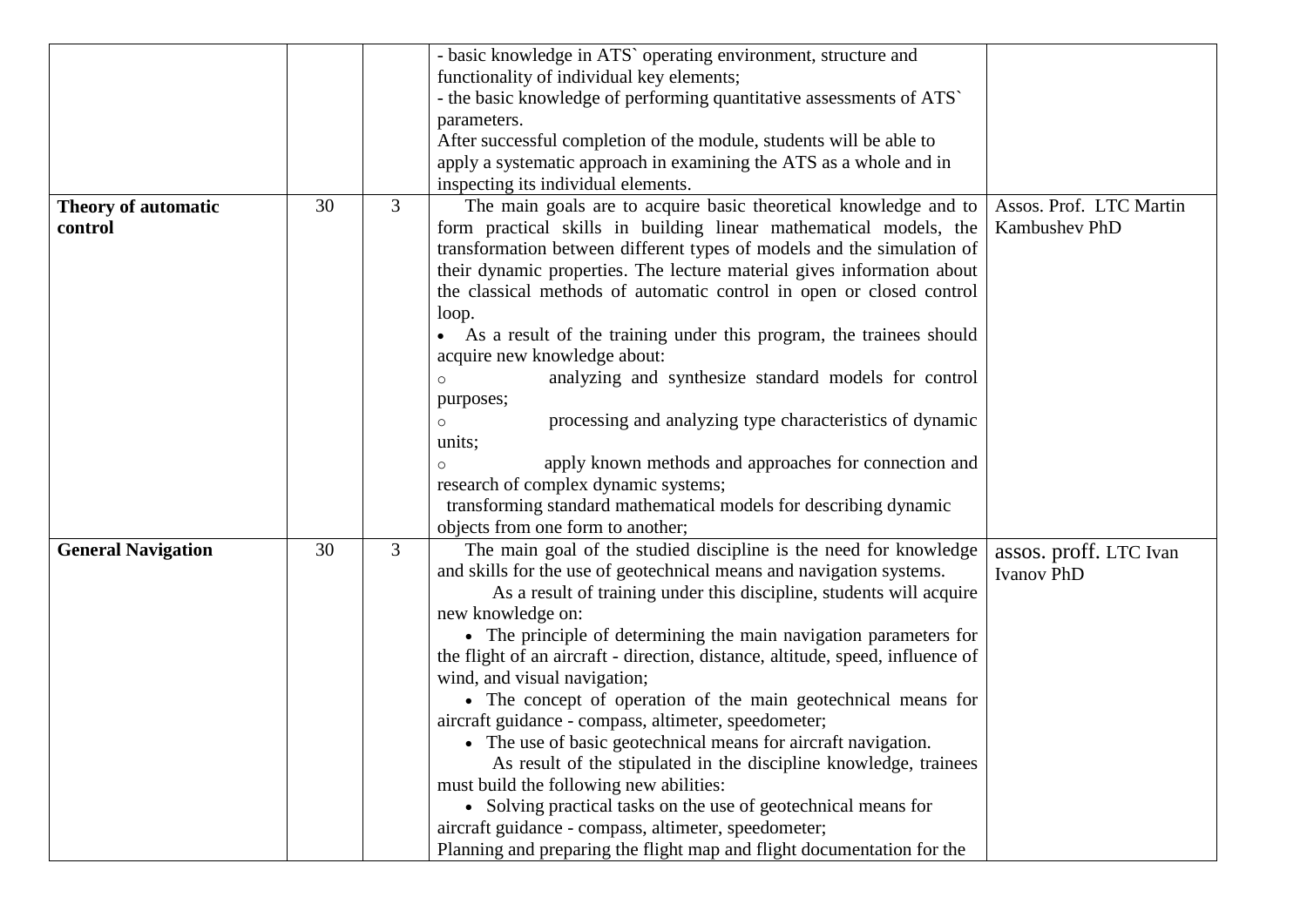|  |  |  |  |  |
|---|---|---|---|---|
|  |  |  | - basic knowledge in ATS` operating environment, structure and functionality of individual key elements;<br>- the basic knowledge of performing quantitative assessments of ATS` parameters.<br>After successful completion of the module, students will be able to apply a systematic approach in examining the ATS as a whole and in inspecting its individual elements. |  |
| **Theory of automatic control** | 30 | 3 | The main goals are to acquire basic theoretical knowledge and to form practical skills in building linear mathematical models, the transformation between different types of models and the simulation of their dynamic properties. The lecture material gives information about the classical methods of automatic control in open or closed control loop.<br>• As a result of the training under this program, the trainees should acquire new knowledge about:<br>○ analyzing and synthesize standard models for control purposes;<br>○ processing and analyzing type characteristics of dynamic units;<br>○ apply known methods and approaches for connection and research of complex dynamic systems;<br>transforming standard mathematical models for describing dynamic objects from one form to another; | Assos. Prof. LTC Martin Kambushev PhD |
| **General Navigation** | 30 | 3 | The main goal of the studied discipline is the need for knowledge and skills for the use of geotechnical means and navigation systems.<br>As a result of training under this discipline, students will acquire new knowledge on:<br>• The principle of determining the main navigation parameters for the flight of an aircraft - direction, distance, altitude, speed, influence of wind, and visual navigation;<br>• The concept of operation of the main geotechnical means for aircraft guidance - compass, altimeter, speedometer;<br>• The use of basic geotechnical means for aircraft navigation.<br>As result of the stipulated in the discipline knowledge, trainees must build the following new abilities:<br>• Solving practical tasks on the use of geotechnical means for aircraft guidance - compass, altimeter, speedometer;<br>Planning and preparing the flight map and flight documentation for the | assos. proff. LTC Ivan Ivanov PhD |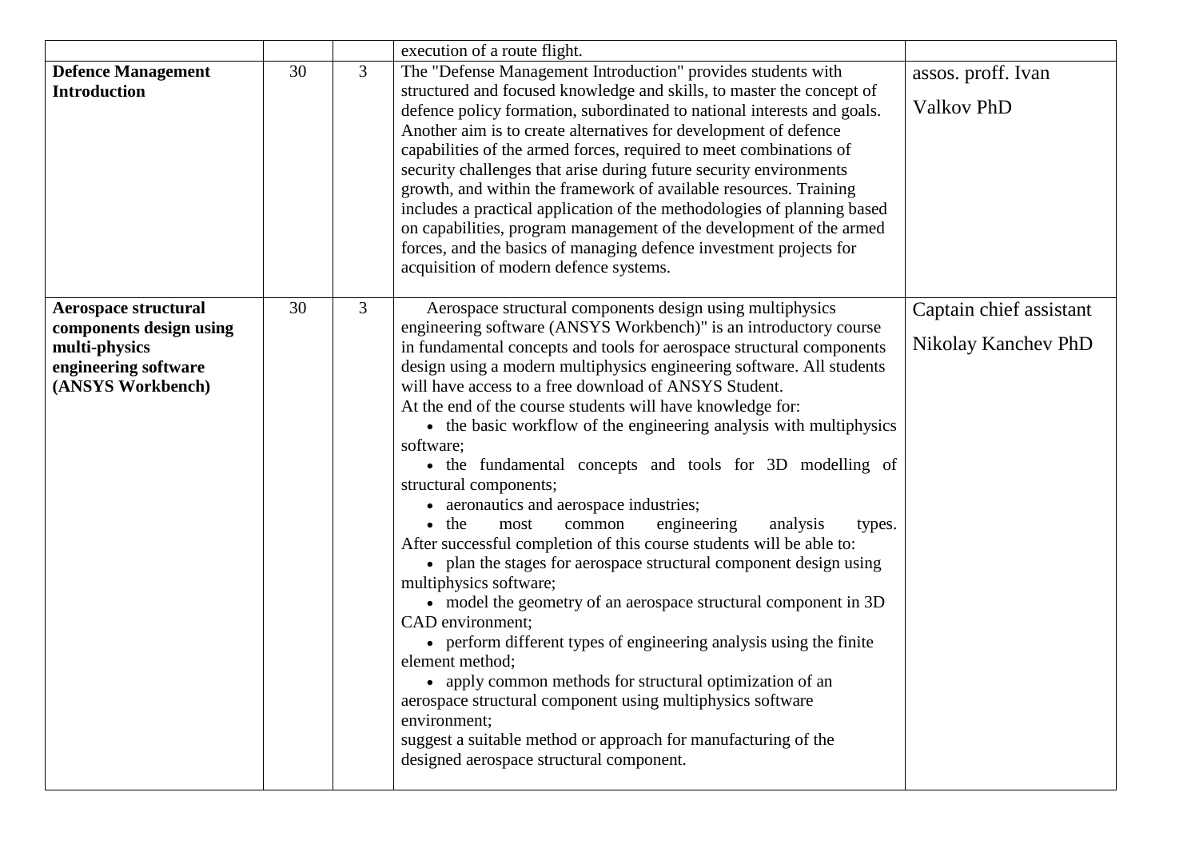| | | | | |
|---|---|---|---|---|
| | | | execution of a route flight. | |
| **Defence Management Introduction** | 30 | 3 | The "Defense Management Introduction" provides students with structured and focused knowledge and skills, to master the concept of defence policy formation, subordinated to national interests and goals. Another aim is to create alternatives for development of defence capabilities of the armed forces, required to meet combinations of security challenges that arise during future security environments growth, and within the framework of available resources. Training includes a practical application of the methodologies of planning based on capabilities, program management of the development of the armed forces, and the basics of managing defence investment projects for acquisition of modern defence systems. | assos. proff. Ivan Valkov PhD |
| **Aerospace structural components design using multi-physics engineering software (ANSYS Workbench)** | 30 | 3 | Aerospace structural components design using multiphysics engineering software (ANSYS Workbench)" is an introductory course in fundamental concepts and tools for aerospace structural components design using a modern multiphysics engineering software. All students will have access to a free download of ANSYS Student.<br>At the end of the course students will have knowledge for:<br>• the basic workflow of the engineering analysis with multiphysics software;<br>• the fundamental concepts and tools for 3D modelling of structural components;<br>• aeronautics and aerospace industries;<br>• the most common engineering analysis types.<br>After successful completion of this course students will be able to:<br>• plan the stages for aerospace structural component design using multiphysics software;<br>• model the geometry of an aerospace structural component in 3D CAD environment;<br>• perform different types of engineering analysis using the finite element method;<br>• apply common methods for structural optimization of an aerospace structural component using multiphysics software environment;<br>suggest a suitable method or approach for manufacturing of the designed aerospace structural component. | Captain chief assistant Nikolay Kanchev PhD |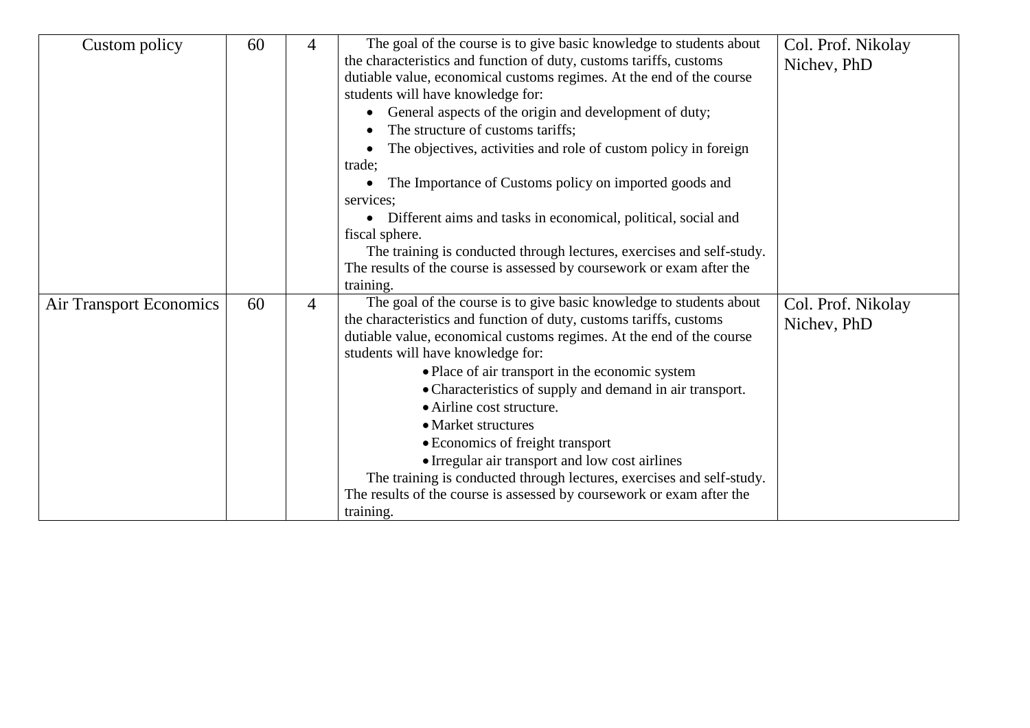| | | | | |
|---|---|---|---|---|
| Custom policy | 60 | 4 | The goal of the course is to give basic knowledge to students about the characteristics and function of duty, customs tariffs, customs dutiable value, economical customs regimes. At the end of the course students will have knowledge for:<br>• General aspects of the origin and development of duty;<br>• The structure of customs tariffs;<br>• The objectives, activities and role of custom policy in foreign trade;<br>• The Importance of Customs policy on imported goods and services;<br>• Different aims and tasks in economical, political, social and fiscal sphere.<br>The training is conducted through lectures, exercises and self-study. The results of the course is assessed by coursework or exam after the training. | Col. Prof. Nikolay Nichev, PhD |
| Air Transport Economics | 60 | 4 | The goal of the course is to give basic knowledge to students about the characteristics and function of duty, customs tariffs, customs dutiable value, economical customs regimes. At the end of the course students will have knowledge for:<br>• Place of air transport in the economic system<br>• Characteristics of supply and demand in air transport.<br>• Airline cost structure.<br>• Market structures<br>• Economics of freight transport<br>• Irregular air transport and low cost airlines<br>The training is conducted through lectures, exercises and self-study. The results of the course is assessed by coursework or exam after the training. | Col. Prof. Nikolay Nichev, PhD |